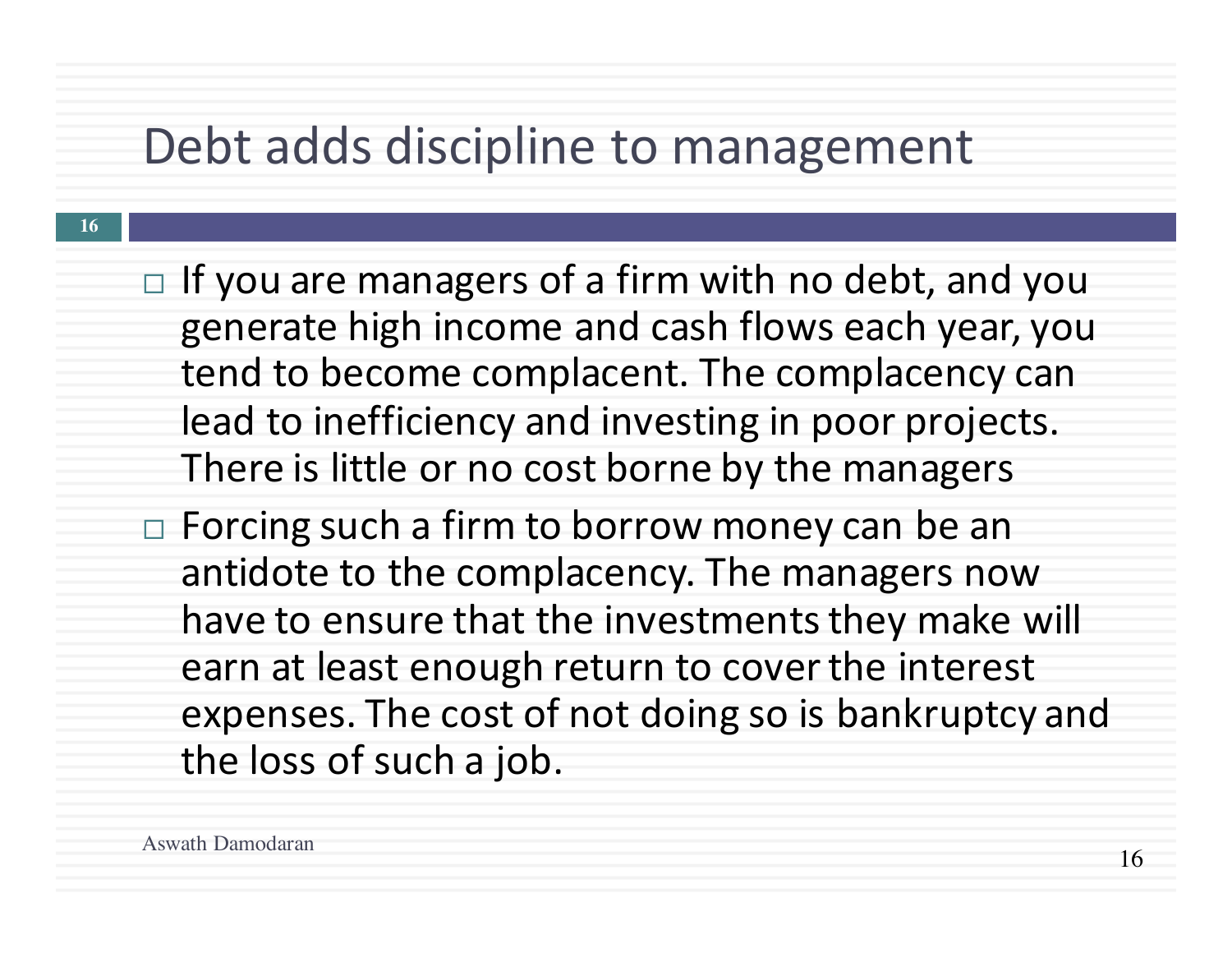# Debt adds discipline to management

- If you are managers of a firm with no debt, and you generate high income and cash flows each year, you tend to become complacent. The complacency can lead to inefficiency and investing in poor projects. There is little or no cost borne by the managers
- Forcing such a firm to borrow money can be an antidote to the complacency. The managers now have to ensure that the investments they make will earn at least enough return to cover the interest expenses. The cost of not doing so is bankruptcy and the loss of such a job.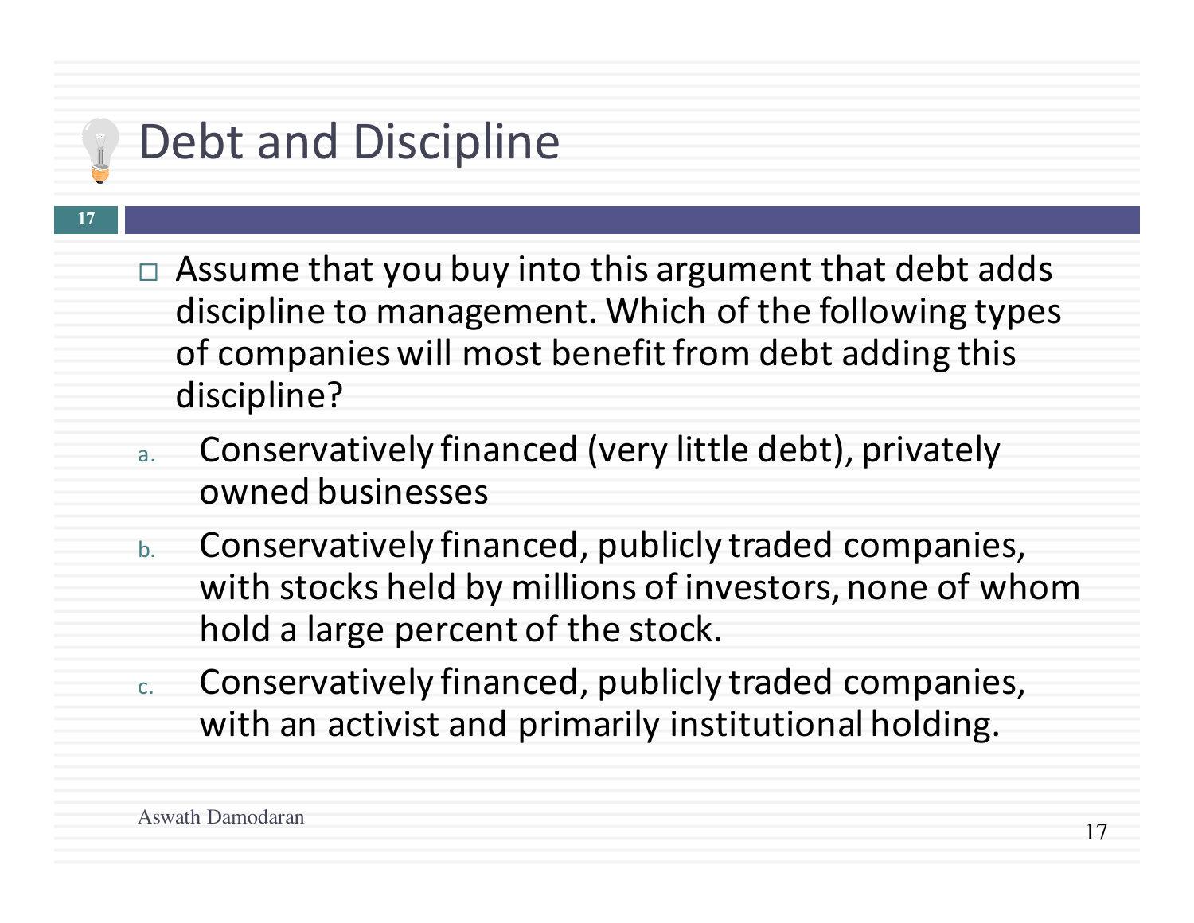# Debt and Discipline

- Assume that you buy into this argument that debt adds discipline to management. Which of the following types of companies will most benefit from debt adding this discipline?

a. Conservatively financed (very little debt), privately owned businesses

b. Conservatively financed, publicly traded companies, with stocks held by millions of investors, none of whom hold a large percent of the stock.

c. Conservatively financed, publicly traded companies, with an activist and primarily institutional holding.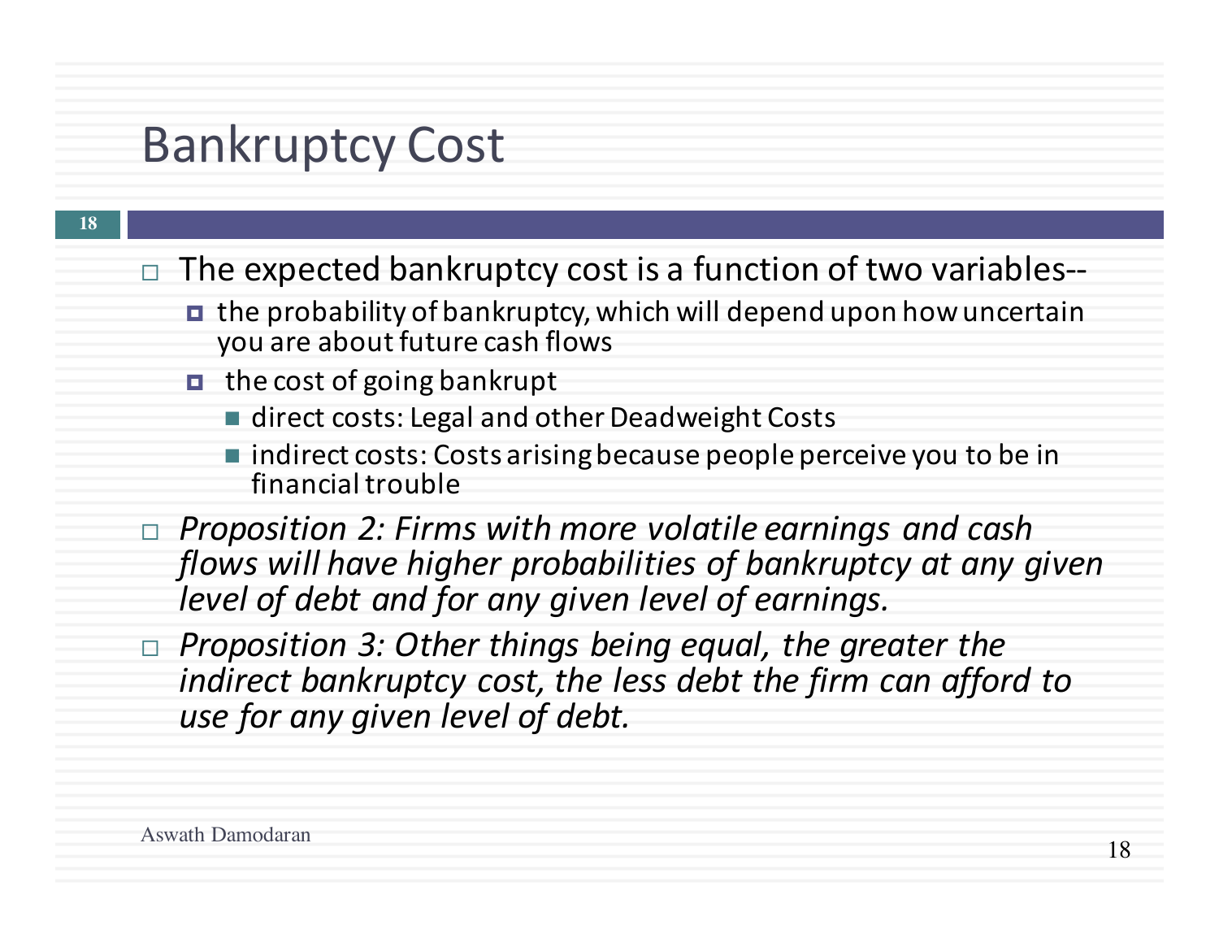# Bankruptcy Cost

- The expected bankruptcy cost is a function of two variables--
  - the probability of bankruptcy, which will depend upon how uncertain you are about future cash flows
  - the cost of going bankrupt
    - direct costs: Legal and other Deadweight Costs
    - indirect costs: Costs arising because people perceive you to be in financial trouble
- *Proposition 2: Firms with more volatile earnings and cash flows will have higher probabilities of bankruptcy at any given level of debt and for any given level of earnings.*
- *Proposition 3: Other things being equal, the greater the indirect bankruptcy cost, the less debt the firm can afford to use for any given level of debt.*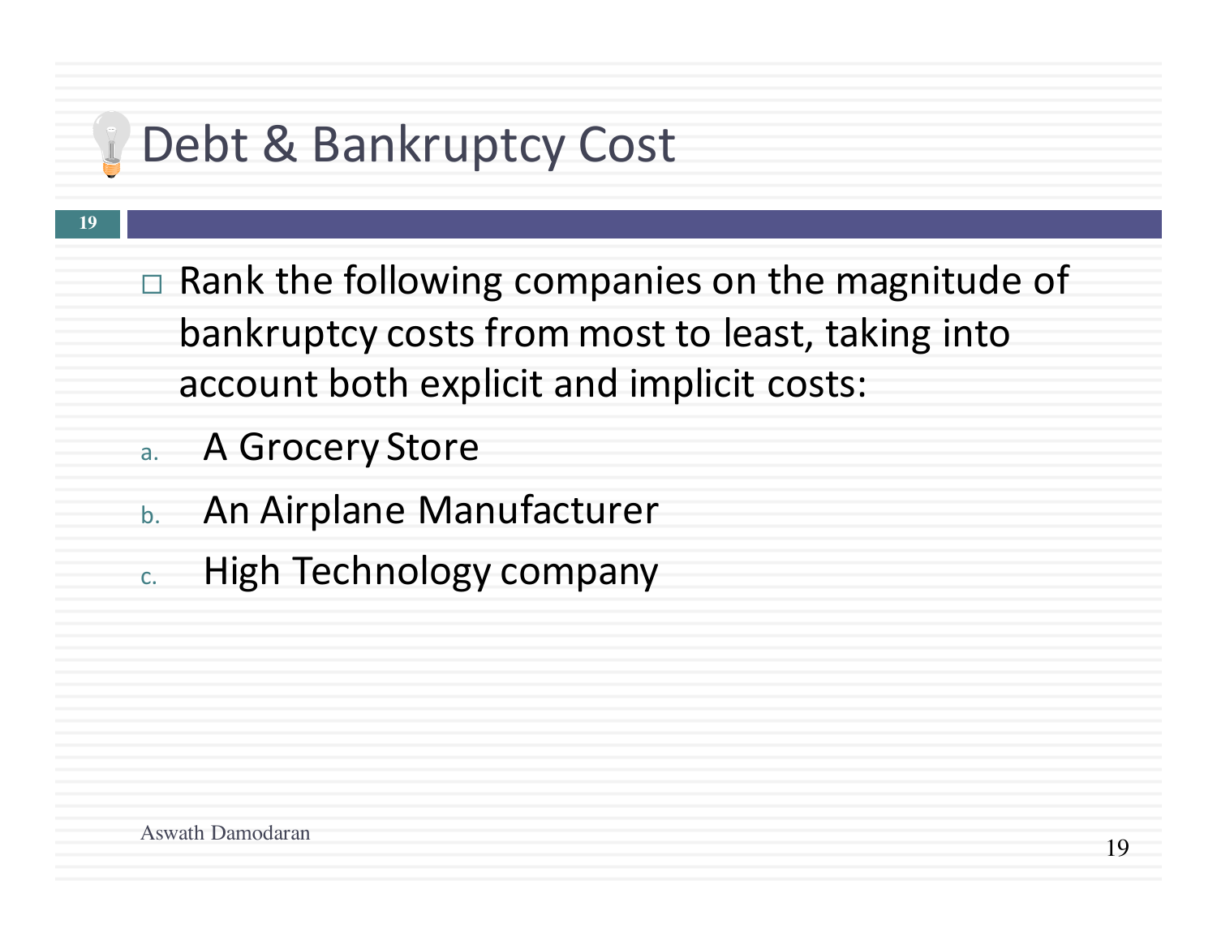# Debt & Bankruptcy Cost

- Rank the following companies on the magnitude of bankruptcy costs from most to least, taking into account both explicit and implicit costs:

a. A Grocery Store
b. An Airplane Manufacturer
c. High Technology company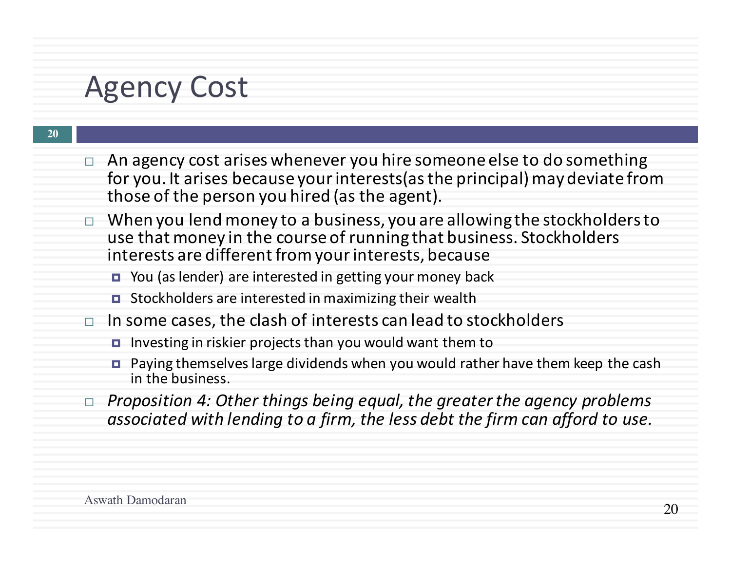# Agency Cost

- An agency cost arises whenever you hire someone else to do something for you. It arises because your interests(as the principal) may deviate from those of the person you hired (as the agent).
- When you lend money to a business, you are allowing the stockholders to use that money in the course of running that business. Stockholders interests are different from your interests, because
  - You (as lender) are interested in getting your money back
  - Stockholders are interested in maximizing their wealth
- In some cases, the clash of interests can lead to stockholders
  - Investing in riskier projects than you would want them to
  - Paying themselves large dividends when you would rather have them keep the cash in the business.
- *Proposition 4: Other things being equal, the greater the agency problems associated with lending to a firm, the less debt the firm can afford to use.*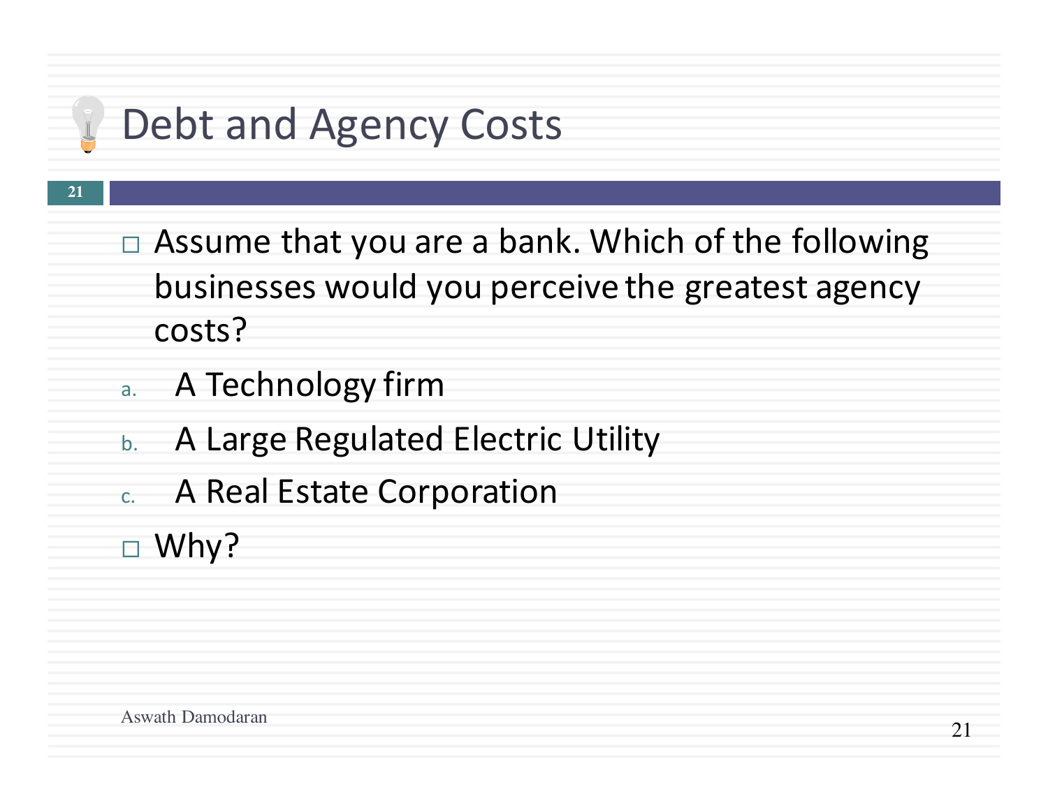# Debt and Agency Costs

- Assume that you are a bank. Which of the following businesses would you perceive the greatest agency costs?

a. A Technology firm

b. A Large Regulated Electric Utility

c. A Real Estate Corporation

- Why?

Aswath Damodaran